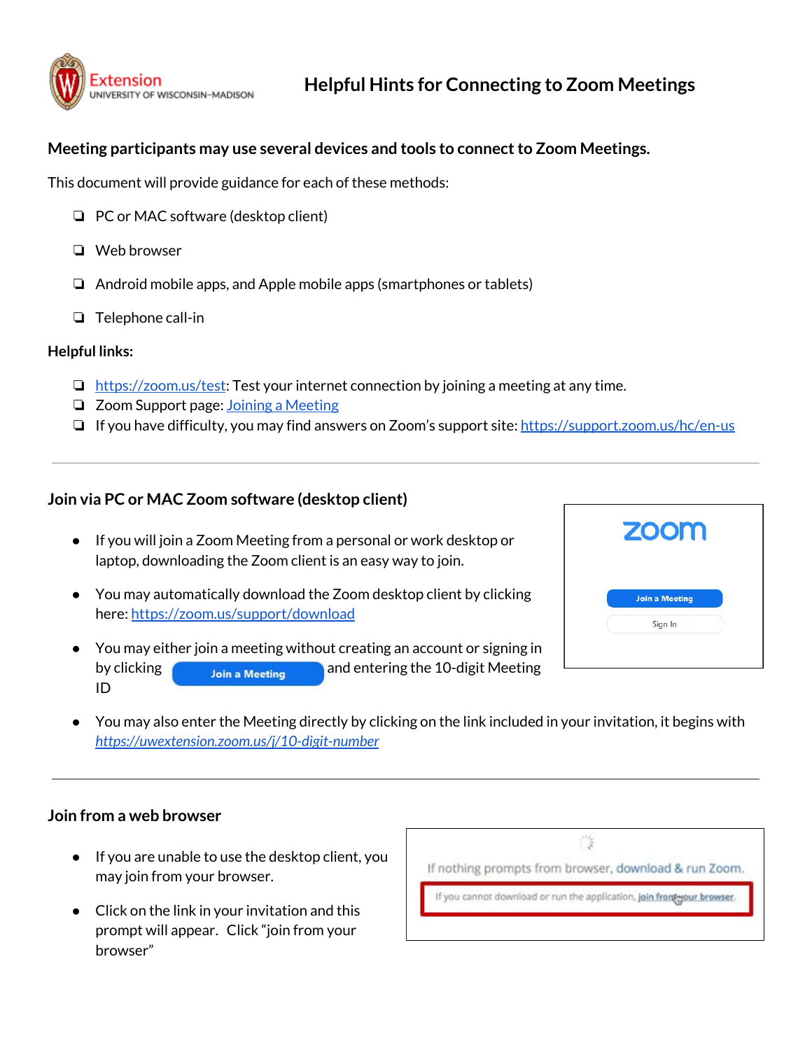# Helpful Hints for Connecting to Zoom Meetings

Extension
UNIVERSITY OF WISCONSIN-MADISON

**Meeting participants may use several devices and tools to connect to Zoom Meetings.**

This document will provide guidance for each of these methods:

- PC or MAC software (desktop client)
- Web browser
- Android mobile apps, and Apple mobile apps (smartphones or tablets)
- Telephone call-in

**Helpful links:**

- https://zoom.us/test: Test your internet connection by joining a meeting at any time.
- Zoom Support page: Joining a Meeting
- If you have difficulty, you may find answers on Zoom's support site: https://support.zoom.us/hc/en-us

---

## Join via PC or MAC Zoom software (desktop client)

- If you will join a Zoom Meeting from a personal or work desktop or laptop, downloading the Zoom client is an easy way to join.
- You may automatically download the Zoom desktop client by clicking here: https://zoom.us/support/download
- You may either join a meeting without creating an account or signing in by clicking **Join a Meeting** and entering the 10-digit Meeting ID
- You may also enter the Meeting directly by clicking on the link included in your invitation, it begins with *https://uwextension.zoom.us/j/10-digit-number*

---

## Join from a web browser

- If you are unable to use the desktop client, you may join from your browser.
- Click on the link in your invitation and this prompt will appear. Click "join from your browser"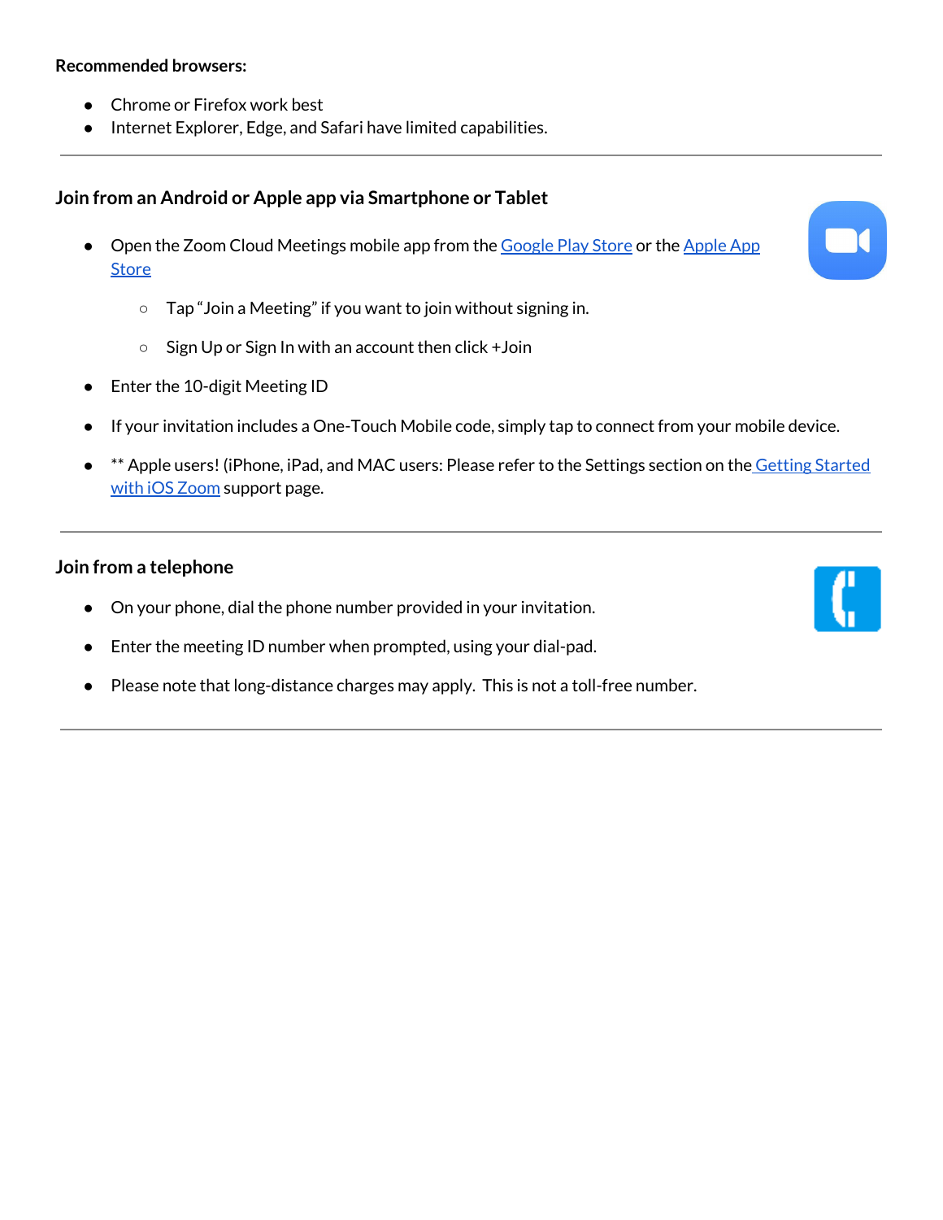**Recommended browsers:**

- Chrome or Firefox work best
- Internet Explorer, Edge, and Safari have limited capabilities.

---

### Join from an Android or Apple app via Smartphone or Tablet

- Open the Zoom Cloud Meetings mobile app from the Google Play Store or the Apple App Store
    - Tap "Join a Meeting" if you want to join without signing in.
    - Sign Up or Sign In with an account then click +Join
- Enter the 10-digit Meeting ID
- If your invitation includes a One-Touch Mobile code, simply tap to connect from your mobile device.
- ** Apple users! (iPhone, iPad, and MAC users: Please refer to the Settings section on the Getting Started with iOS Zoom support page.

---

### Join from a telephone

- On your phone, dial the phone number provided in your invitation.
- Enter the meeting ID number when prompted, using your dial-pad.
- Please note that long-distance charges may apply. This is not a toll-free number.

---